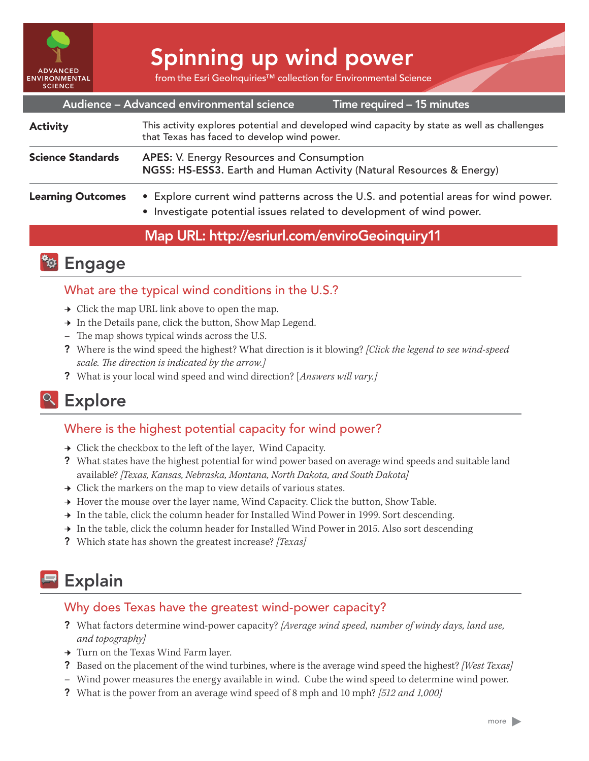ADVANCED ENVIRONMENTAL SCIENCE

# Spinning up wind power

from the Esri GeoInquiries™ collection for Environmental Science

**Audience – Advanced environmental science** | **Time required – 15 minutes**

| | |
|---|---|
| **Activity** | This activity explores potential and developed wind capacity by state as well as challenges that Texas has faced to develop wind power. |
| **Science Standards** | **APES:** V. Energy Resources and Consumption<br>**NGSS: HS-ESS3.** Earth and Human Activity (Natural Resources & Energy) |
| **Learning Outcomes** | • Explore current wind patterns across the U.S. and potential areas for wind power.<br>• Investigate potential issues related to development of wind power. |

**Map URL: http://esriurl.com/enviroGeoinquiry11**

## Engage

### What are the typical wind conditions in the U.S.?

→ Click the map URL link above to open the map.

→ In the Details pane, click the button, Show Map Legend.

– The map shows typical winds across the U.S.

? Where is the wind speed the highest? What direction is it blowing? *[Click the legend to see wind-speed scale. The direction is indicated by the arrow.]*

? What is your local wind speed and wind direction? [*Answers will vary.]*

## Explore

### Where is the highest potential capacity for wind power?

→ Click the checkbox to the left of the layer, Wind Capacity.

? What states have the highest potential for wind power based on average wind speeds and suitable land available? *[Texas, Kansas, Nebraska, Montana, North Dakota, and South Dakota]*

→ Click the markers on the map to view details of various states.

→ Hover the mouse over the layer name, Wind Capacity. Click the button, Show Table.

→ In the table, click the column header for Installed Wind Power in 1999. Sort descending.

→ In the table, click the column header for Installed Wind Power in 2015. Also sort descending

? Which state has shown the greatest increase? *[Texas]*

## Explain

### Why does Texas have the greatest wind-power capacity?

? What factors determine wind-power capacity? *[Average wind speed, number of windy days, land use, and topography]*

→ Turn on the Texas Wind Farm layer.

? Based on the placement of the wind turbines, where is the average wind speed the highest? *[West Texas]*

– Wind power measures the energy available in wind. Cube the wind speed to determine wind power.

? What is the power from an average wind speed of 8 mph and 10 mph? *[512 and 1,000]*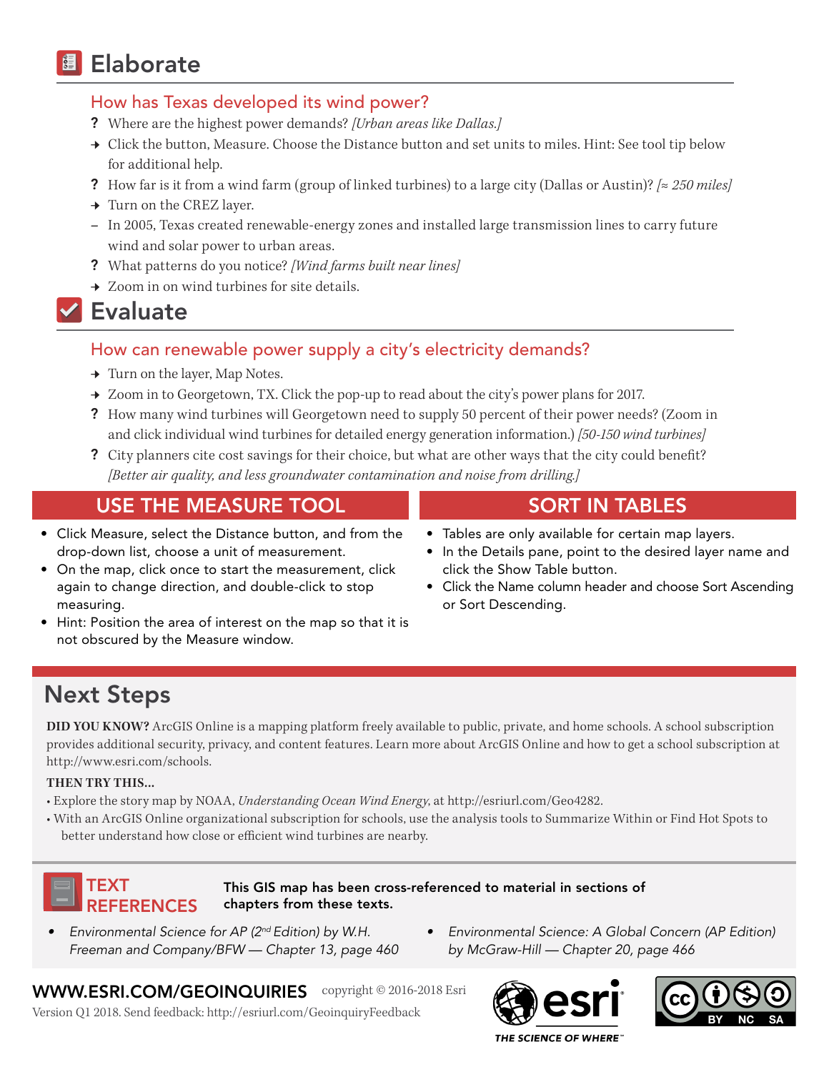# Elaborate

## How has Texas developed its wind power?

- **?** Where are the highest power demands? *[Urban areas like Dallas.]*
- → Click the button, Measure. Choose the Distance button and set units to miles. Hint: See tool tip below for additional help.
- **?** How far is it from a wind farm (group of linked turbines) to a large city (Dallas or Austin)? *[≈ 250 miles]*
- → Turn on the CREZ layer.
- – In 2005, Texas created renewable-energy zones and installed large transmission lines to carry future wind and solar power to urban areas.
- **?** What patterns do you notice? *[Wind farms built near lines]*
- → Zoom in on wind turbines for site details.

# Evaluate

## How can renewable power supply a city's electricity demands?

- → Turn on the layer, Map Notes.
- → Zoom in to Georgetown, TX. Click the pop-up to read about the city's power plans for 2017.
- **?** How many wind turbines will Georgetown need to supply 50 percent of their power needs? (Zoom in and click individual wind turbines for detailed energy generation information.) *[50-150 wind turbines]*
- **?** City planners cite cost savings for their choice, but what are other ways that the city could benefit? *[Better air quality, and less groundwater contamination and noise from drilling.]*

## USE THE MEASURE TOOL

- Click Measure, select the Distance button, and from the drop-down list, choose a unit of measurement.
- On the map, click once to start the measurement, click again to change direction, and double-click to stop measuring.
- Hint: Position the area of interest on the map so that it is not obscured by the Measure window.

## SORT IN TABLES

- Tables are only available for certain map layers.
- In the Details pane, point to the desired layer name and click the Show Table button.
- Click the Name column header and choose Sort Ascending or Sort Descending.

# Next Steps

**DID YOU KNOW?** ArcGIS Online is a mapping platform freely available to public, private, and home schools. A school subscription provides additional security, privacy, and content features. Learn more about ArcGIS Online and how to get a school subscription at http://www.esri.com/schools.

**THEN TRY THIS...**

- Explore the story map by NOAA, *Understanding Ocean Wind Energy*, at http://esriurl.com/Geo4282.
- With an ArcGIS Online organizational subscription for schools, use the analysis tools to Summarize Within or Find Hot Spots to better understand how close or efficient wind turbines are nearby.

## TEXT REFERENCES

**This GIS map has been cross-referenced to material in sections of chapters from these texts.**

- *Environmental Science for AP (2nd Edition) by W.H. Freeman and Company/BFW — Chapter 13, page 460*
- *Environmental Science: A Global Concern (AP Edition) by McGraw-Hill — Chapter 20, page 466*

**WWW.ESRI.COM/GEOINQUIRIES** copyright © 2016-2018 Esri

Version Q1 2018. Send feedback: http://esriurl.com/GeoinquiryFeedback

THE SCIENCE OF WHERE™